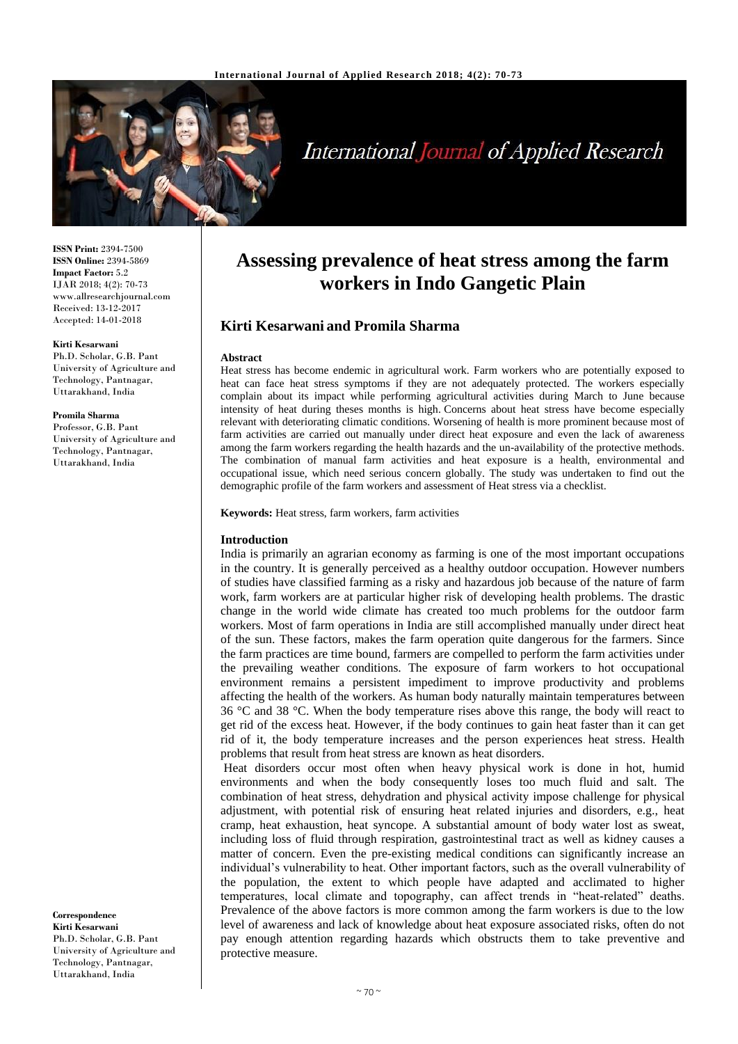ISSN Print: 2394-7500
ISSN Online: 2394-5869
Impact Factor: 5.2
IJAR 2018; 4(2): 70-73
www.allresearchjournal.com
Received: 13-12-2017
Accepted: 14-01-2018

**Kirti Kesarwani**
Ph.D. Scholar, G.B. Pant University of Agriculture and Technology, Pantnagar, Uttarakhand, India

**Promila Sharma**
Professor, G.B. Pant University of Agriculture and Technology, Pantnagar, Uttarakhand, India

**Correspondence**
**Kirti Kesarwani**
Ph.D. Scholar, G.B. Pant University of Agriculture and Technology, Pantnagar, Uttarakhand, India

# Assessing prevalence of heat stress among the farm workers in Indo Gangetic Plain

## Kirti Kesarwani and Promila Sharma

### Abstract

Heat stress has become endemic in agricultural work. Farm workers who are potentially exposed to heat can face heat stress symptoms if they are not adequately protected. The workers especially complain about its impact while performing agricultural activities during March to June because intensity of heat during theses months is high. Concerns about heat stress have become especially relevant with deteriorating climatic conditions. Worsening of health is more prominent because most of farm activities are carried out manually under direct heat exposure and even the lack of awareness among the farm workers regarding the health hazards and the un-availability of the protective methods. The combination of manual farm activities and heat exposure is a health, environmental and occupational issue, which need serious concern globally. The study was undertaken to find out the demographic profile of the farm workers and assessment of Heat stress via a checklist.

**Keywords:** Heat stress, farm workers, farm activities

### Introduction

India is primarily an agrarian economy as farming is one of the most important occupations in the country. It is generally perceived as a healthy outdoor occupation. However numbers of studies have classified farming as a risky and hazardous job because of the nature of farm work, farm workers are at particular higher risk of developing health problems. The drastic change in the world wide climate has created too much problems for the outdoor farm workers. Most of farm operations in India are still accomplished manually under direct heat of the sun. These factors, makes the farm operation quite dangerous for the farmers. Since the farm practices are time bound, farmers are compelled to perform the farm activities under the prevailing weather conditions. The exposure of farm workers to hot occupational environment remains a persistent impediment to improve productivity and problems affecting the health of the workers. As human body naturally maintain temperatures between 36 °C and 38 °C. When the body temperature rises above this range, the body will react to get rid of the excess heat. However, if the body continues to gain heat faster than it can get rid of it, the body temperature increases and the person experiences heat stress. Health problems that result from heat stress are known as heat disorders.

Heat disorders occur most often when heavy physical work is done in hot, humid environments and when the body consequently loses too much fluid and salt. The combination of heat stress, dehydration and physical activity impose challenge for physical adjustment, with potential risk of ensuring heat related injuries and disorders, e.g., heat cramp, heat exhaustion, heat syncope. A substantial amount of body water lost as sweat, including loss of fluid through respiration, gastrointestinal tract as well as kidney causes a matter of concern. Even the pre-existing medical conditions can significantly increase an individual's vulnerability to heat. Other important factors, such as the overall vulnerability of the population, the extent to which people have adapted and acclimated to higher temperatures, local climate and topography, can affect trends in "heat-related" deaths. Prevalence of the above factors is more common among the farm workers is due to the low level of awareness and lack of knowledge about heat exposure associated risks, often do not pay enough attention regarding hazards which obstructs them to take preventive and protective measure.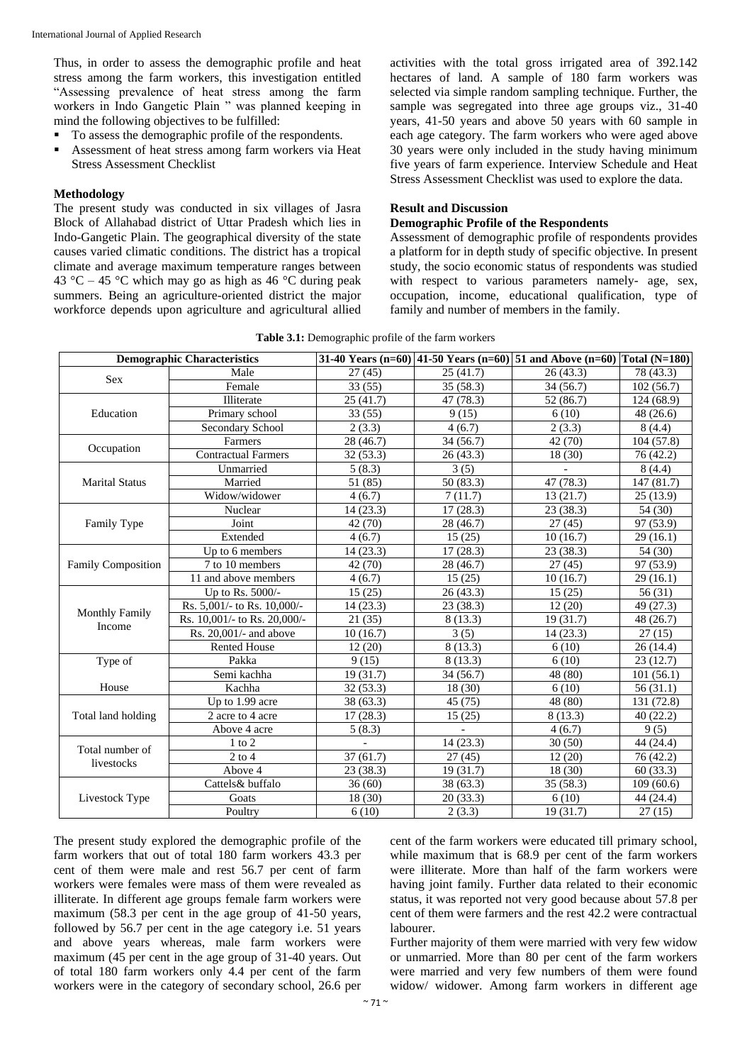Thus, in order to assess the demographic profile and heat stress among the farm workers, this investigation entitled "Assessing prevalence of heat stress among the farm workers in Indo Gangetic Plain " was planned keeping in mind the following objectives to be fulfilled:

- To assess the demographic profile of the respondents.
- Assessment of heat stress among farm workers via Heat Stress Assessment Checklist

**Methodology**

The present study was conducted in six villages of Jasra Block of Allahabad district of Uttar Pradesh which lies in Indo-Gangetic Plain. The geographical diversity of the state causes varied climatic conditions. The district has a tropical climate and average maximum temperature ranges between 43 °C – 45 °C which may go as high as 46 °C during peak summers. Being an agriculture-oriented district the major workforce depends upon agriculture and agricultural allied activities with the total gross irrigated area of 392.142 hectares of land. A sample of 180 farm workers was selected via simple random sampling technique. Further, the sample was segregated into three age groups viz., 31-40 years, 41-50 years and above 50 years with 60 sample in each age category. The farm workers who were aged above 30 years were only included in the study having minimum five years of farm experience. Interview Schedule and Heat Stress Assessment Checklist was used to explore the data.

**Result and Discussion**

**Demographic Profile of the Respondents**

Assessment of demographic profile of respondents provides a platform for in depth study of specific objective. In present study, the socio economic status of respondents was studied with respect to various parameters namely- age, sex, occupation, income, educational qualification, type of family and number of members in the family.

**Table 3.1:** Demographic profile of the farm workers

| Demographic Characteristics | | 31-40 Years (n=60) | 41-50 Years (n=60) | 51 and Above (n=60) | Total (N=180) |
|---|---|---|---|---|---|
| Sex | Male | 27 (45) | 25 (41.7) | 26 (43.3) | 78 (43.3) |
| | Female | 33 (55) | 35 (58.3) | 34 (56.7) | 102 (56.7) |
| Education | Illiterate | 25 (41.7) | 47 (78.3) | 52 (86.7) | 124 (68.9) |
| | Primary school | 33 (55) | 9 (15) | 6 (10) | 48 (26.6) |
| | Secondary School | 2 (3.3) | 4 (6.7) | 2 (3.3) | 8 (4.4) |
| Occupation | Farmers | 28 (46.7) | 34 (56.7) | 42 (70) | 104 (57.8) |
| | Contractual Farmers | 32 (53.3) | 26 (43.3) | 18 (30) | 76 (42.2) |
| Marital Status | Unmarried | 5 (8.3) | 3 (5) | - | 8 (4.4) |
| | Married | 51 (85) | 50 (83.3) | 47 (78.3) | 147 (81.7) |
| | Widow/widower | 4 (6.7) | 7 (11.7) | 13 (21.7) | 25 (13.9) |
| Family Type | Nuclear | 14 (23.3) | 17 (28.3) | 23 (38.3) | 54 (30) |
| | Joint | 42 (70) | 28 (46.7) | 27 (45) | 97 (53.9) |
| | Extended | 4 (6.7) | 15 (25) | 10 (16.7) | 29 (16.1) |
| Family Composition | Up to 6 members | 14 (23.3) | 17 (28.3) | 23 (38.3) | 54 (30) |
| | 7 to 10 members | 42 (70) | 28 (46.7) | 27 (45) | 97 (53.9) |
| | 11 and above members | 4 (6.7) | 15 (25) | 10 (16.7) | 29 (16.1) |
| Monthly Family Income | Up to Rs. 5000/- | 15 (25) | 26 (43.3) | 15 (25) | 56 (31) |
| | Rs. 5,001/- to Rs. 10,000/- | 14 (23.3) | 23 (38.3) | 12 (20) | 49 (27.3) |
| | Rs. 10,001/- to Rs. 20,000/- | 21 (35) | 8 (13.3) | 19 (31.7) | 48 (26.7) |
| | Rs. 20,001/- and above | 10 (16.7) | 3 (5) | 14 (23.3) | 27 (15) |
| Type of House | Rented House | 12 (20) | 8 (13.3) | 6 (10) | 26 (14.4) |
| | Pakka | 9 (15) | 8 (13.3) | 6 (10) | 23 (12.7) |
| | Semi kachha | 19 (31.7) | 34 (56.7) | 48 (80) | 101 (56.1) |
| | Kachha | 32 (53.3) | 18 (30) | 6 (10) | 56 (31.1) |
| Total land holding | Up to 1.99 acre | 38 (63.3) | 45 (75) | 48 (80) | 131 (72.8) |
| | 2 acre to 4 acre | 17 (28.3) | 15 (25) | 8 (13.3) | 40 (22.2) |
| | Above 4 acre | 5 (8.3) | - | 4 (6.7) | 9 (5) |
| Total number of livestocks | 1 to 2 | - | 14 (23.3) | 30 (50) | 44 (24.4) |
| | 2 to 4 | 37 (61.7) | 27 (45) | 12 (20) | 76 (42.2) |
| | Above 4 | 23 (38.3) | 19 (31.7) | 18 (30) | 60 (33.3) |
| Livestock Type | Cattels& buffalo | 36 (60) | 38 (63.3) | 35 (58.3) | 109 (60.6) |
| | Goats | 18 (30) | 20 (33.3) | 6 (10) | 44 (24.4) |
| | Poultry | 6 (10) | 2 (3.3) | 19 (31.7) | 27 (15) |

The present study explored the demographic profile of the farm workers that out of total 180 farm workers 43.3 per cent of them were male and rest 56.7 per cent of farm workers were females were mass of them were revealed as illiterate. In different age groups female farm workers were maximum (58.3 per cent in the age group of 41-50 years, followed by 56.7 per cent in the age category i.e. 51 years and above years whereas, male farm workers were maximum (45 per cent in the age group of 31-40 years. Out of total 180 farm workers only 4.4 per cent of the farm workers were in the category of secondary school, 26.6 per cent of the farm workers were educated till primary school, while maximum that is 68.9 per cent of the farm workers were illiterate. More than half of the farm workers were having joint family. Further data related to their economic status, it was reported not very good because about 57.8 per cent of them were farmers and the rest 42.2 were contractual labourer.

Further majority of them were married with very few widow or unmarried. More than 80 per cent of the farm workers were married and very few numbers of them were found widow/ widower. Among farm workers in different age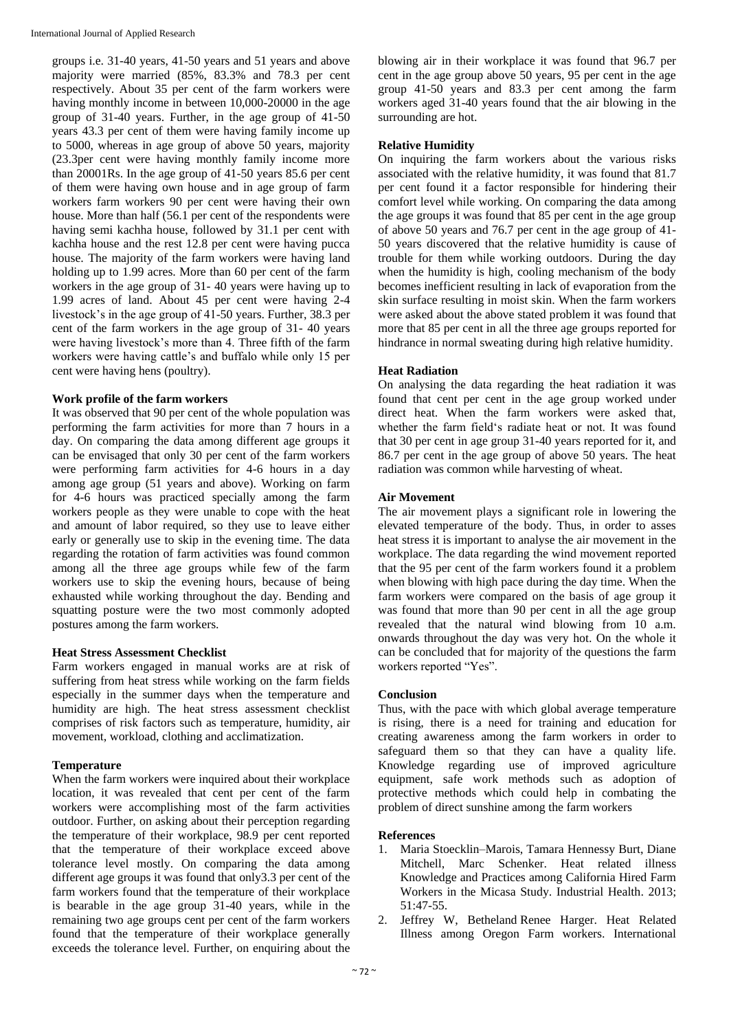groups i.e. 31-40 years, 41-50 years and 51 years and above majority were married (85%, 83.3% and 78.3 per cent respectively. About 35 per cent of the farm workers were having monthly income in between 10,000-20000 in the age group of 31-40 years. Further, in the age group of 41-50 years 43.3 per cent of them were having family income up to 5000, whereas in age group of above 50 years, majority (23.3per cent were having monthly family income more than 20001Rs. In the age group of 41-50 years 85.6 per cent of them were having own house and in age group of farm workers farm workers 90 per cent were having their own house. More than half (56.1 per cent of the respondents were having semi kachha house, followed by 31.1 per cent with kachha house and the rest 12.8 per cent were having pucca house. The majority of the farm workers were having land holding up to 1.99 acres. More than 60 per cent of the farm workers in the age group of 31- 40 years were having up to 1.99 acres of land. About 45 per cent were having 2-4 livestock's in the age group of 41-50 years. Further, 38.3 per cent of the farm workers in the age group of 31- 40 years were having livestock's more than 4. Three fifth of the farm workers were having cattle's and buffalo while only 15 per cent were having hens (poultry).

### Work profile of the farm workers

It was observed that 90 per cent of the whole population was performing the farm activities for more than 7 hours in a day. On comparing the data among different age groups it can be envisaged that only 30 per cent of the farm workers were performing farm activities for 4-6 hours in a day among age group (51 years and above). Working on farm for 4-6 hours was practiced specially among the farm workers people as they were unable to cope with the heat and amount of labor required, so they use to leave either early or generally use to skip in the evening time. The data regarding the rotation of farm activities was found common among all the three age groups while few of the farm workers use to skip the evening hours, because of being exhausted while working throughout the day. Bending and squatting posture were the two most commonly adopted postures among the farm workers.

### Heat Stress Assessment Checklist

Farm workers engaged in manual works are at risk of suffering from heat stress while working on the farm fields especially in the summer days when the temperature and humidity are high. The heat stress assessment checklist comprises of risk factors such as temperature, humidity, air movement, workload, clothing and acclimatization.

### Temperature

When the farm workers were inquired about their workplace location, it was revealed that cent per cent of the farm workers were accomplishing most of the farm activities outdoor. Further, on asking about their perception regarding the temperature of their workplace, 98.9 per cent reported that the temperature of their workplace exceed above tolerance level mostly. On comparing the data among different age groups it was found that only3.3 per cent of the farm workers found that the temperature of their workplace is bearable in the age group 31-40 years, while in the remaining two age groups cent per cent of the farm workers found that the temperature of their workplace generally exceeds the tolerance level. Further, on enquiring about the blowing air in their workplace it was found that 96.7 per cent in the age group above 50 years, 95 per cent in the age group 41-50 years and 83.3 per cent among the farm workers aged 31-40 years found that the air blowing in the surrounding are hot.

### Relative Humidity

On inquiring the farm workers about the various risks associated with the relative humidity, it was found that 81.7 per cent found it a factor responsible for hindering their comfort level while working. On comparing the data among the age groups it was found that 85 per cent in the age group of above 50 years and 76.7 per cent in the age group of 41-50 years discovered that the relative humidity is cause of trouble for them while working outdoors. During the day when the humidity is high, cooling mechanism of the body becomes inefficient resulting in lack of evaporation from the skin surface resulting in moist skin. When the farm workers were asked about the above stated problem it was found that more that 85 per cent in all the three age groups reported for hindrance in normal sweating during high relative humidity.

### Heat Radiation

On analysing the data regarding the heat radiation it was found that cent per cent in the age group worked under direct heat. When the farm workers were asked that, whether the farm field's radiate heat or not. It was found that 30 per cent in age group 31-40 years reported for it, and 86.7 per cent in the age group of above 50 years. The heat radiation was common while harvesting of wheat.

### Air Movement

The air movement plays a significant role in lowering the elevated temperature of the body. Thus, in order to asses heat stress it is important to analyse the air movement in the workplace. The data regarding the wind movement reported that the 95 per cent of the farm workers found it a problem when blowing with high pace during the day time. When the farm workers were compared on the basis of age group it was found that more than 90 per cent in all the age group revealed that the natural wind blowing from 10 a.m. onwards throughout the day was very hot. On the whole it can be concluded that for majority of the questions the farm workers reported "Yes".

### Conclusion

Thus, with the pace with which global average temperature is rising, there is a need for training and education for creating awareness among the farm workers in order to safeguard them so that they can have a quality life. Knowledge regarding use of improved agriculture equipment, safe work methods such as adoption of protective methods which could help in combating the problem of direct sunshine among the farm workers

### References

1. Maria Stoecklin–Marois, Tamara Hennessy Burt, Diane Mitchell, Marc Schenker. Heat related illness Knowledge and Practices among California Hired Farm Workers in the Micasa Study. Industrial Health. 2013; 51:47-55.
2. Jeffrey W, Betheland Renee Harger. Heat Related Illness among Oregon Farm workers. International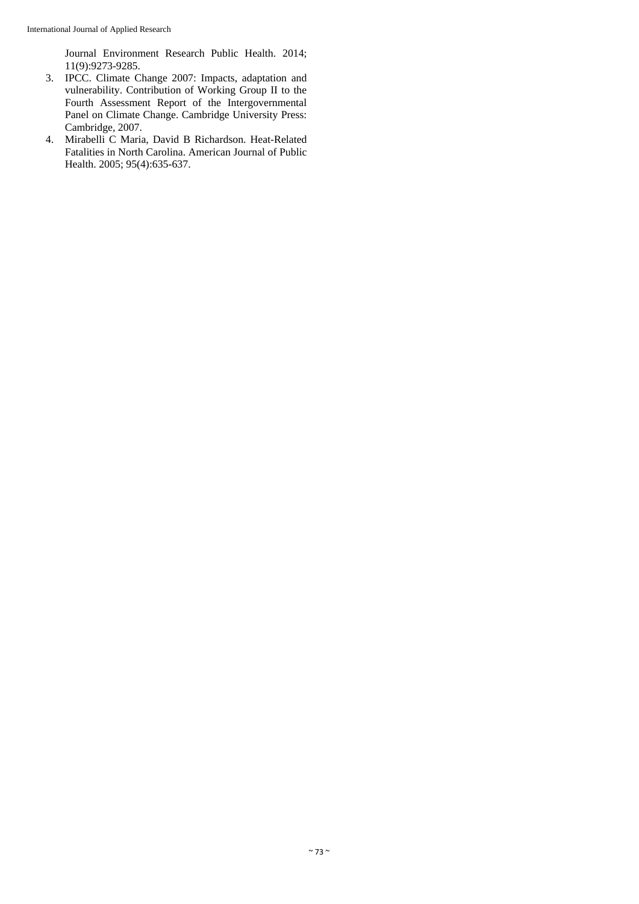Journal Environment Research Public Health. 2014; 11(9):9273-9285.

3. IPCC. Climate Change 2007: Impacts, adaptation and vulnerability. Contribution of Working Group II to the Fourth Assessment Report of the Intergovernmental Panel on Climate Change. Cambridge University Press: Cambridge, 2007.
4. Mirabelli C Maria, David B Richardson. Heat-Related Fatalities in North Carolina. American Journal of Public Health. 2005; 95(4):635-637.